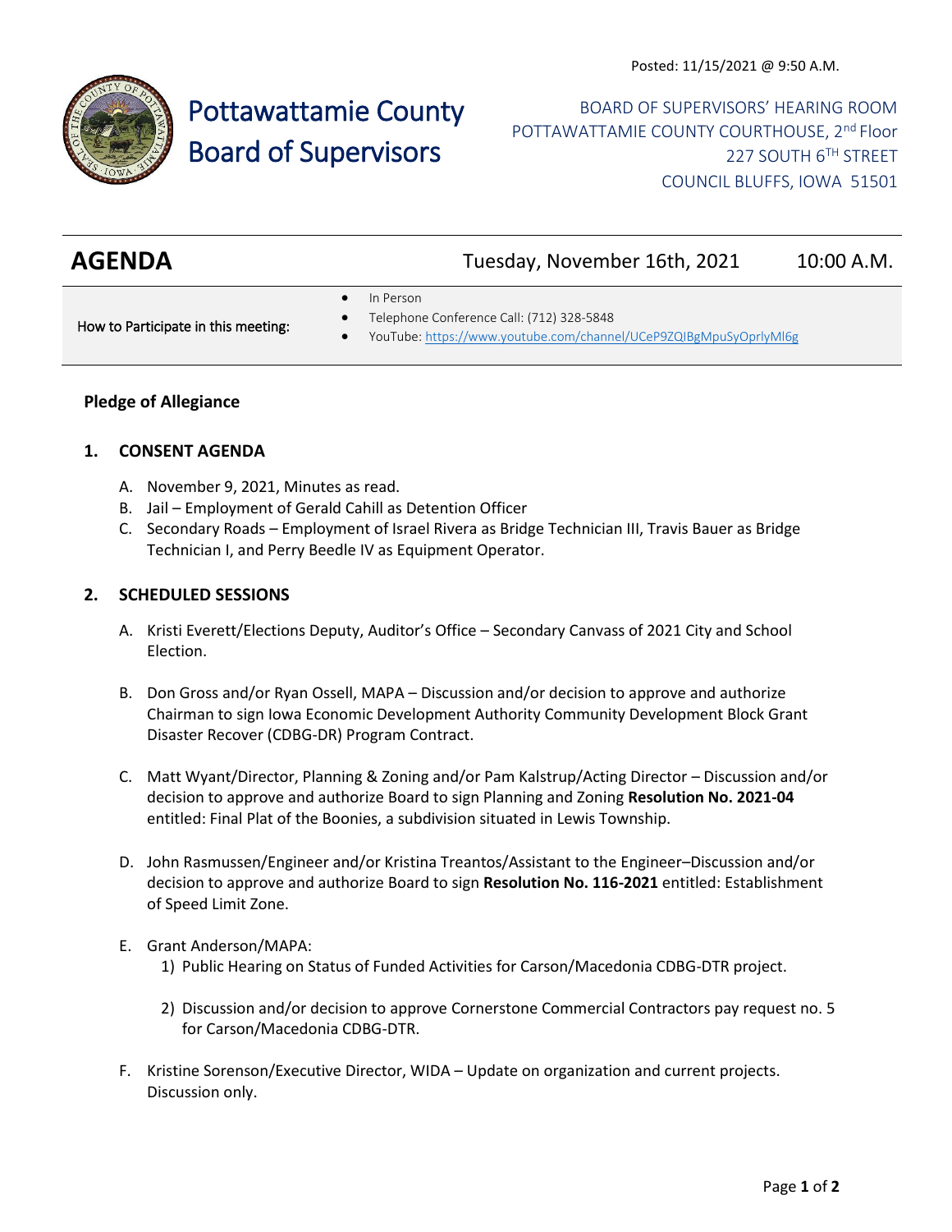Posted: 11/15/2021 @ 9:50 A.M.

# Pottawattamie County Board of Supervisors

BOARD OF SUPERVISORS' HEARING ROOM
POTTAWATTAMIE COUNTY COURTHOUSE, 2nd Floor
227 SOUTH 6TH STREET
COUNCIL BLUFFS, IOWA 51501

## AGENDA

Tuesday, November 16th, 2021 — 10:00 A.M.

How to Participate in this meeting:

- In Person
- Telephone Conference Call: (712) 328-5848
- YouTube: https://www.youtube.com/channel/UCeP9ZQIBgMpuSyOprlyMl6g

### Pledge of Allegiance

### 1. CONSENT AGENDA

A. November 9, 2021, Minutes as read.

B. Jail – Employment of Gerald Cahill as Detention Officer

C. Secondary Roads – Employment of Israel Rivera as Bridge Technician III, Travis Bauer as Bridge Technician I, and Perry Beedle IV as Equipment Operator.

### 2. SCHEDULED SESSIONS

A. Kristi Everett/Elections Deputy, Auditor's Office – Secondary Canvass of 2021 City and School Election.

B. Don Gross and/or Ryan Ossell, MAPA – Discussion and/or decision to approve and authorize Chairman to sign Iowa Economic Development Authority Community Development Block Grant Disaster Recover (CDBG-DR) Program Contract.

C. Matt Wyant/Director, Planning & Zoning and/or Pam Kalstrup/Acting Director – Discussion and/or decision to approve and authorize Board to sign Planning and Zoning **Resolution No. 2021-04** entitled: Final Plat of the Boonies, a subdivision situated in Lewis Township.

D. John Rasmussen/Engineer and/or Kristina Treantos/Assistant to the Engineer–Discussion and/or decision to approve and authorize Board to sign **Resolution No. 116-2021** entitled: Establishment of Speed Limit Zone.

E. Grant Anderson/MAPA:

1) Public Hearing on Status of Funded Activities for Carson/Macedonia CDBG-DTR project.

2) Discussion and/or decision to approve Cornerstone Commercial Contractors pay request no. 5 for Carson/Macedonia CDBG-DTR.

F. Kristine Sorenson/Executive Director, WIDA – Update on organization and current projects. Discussion only.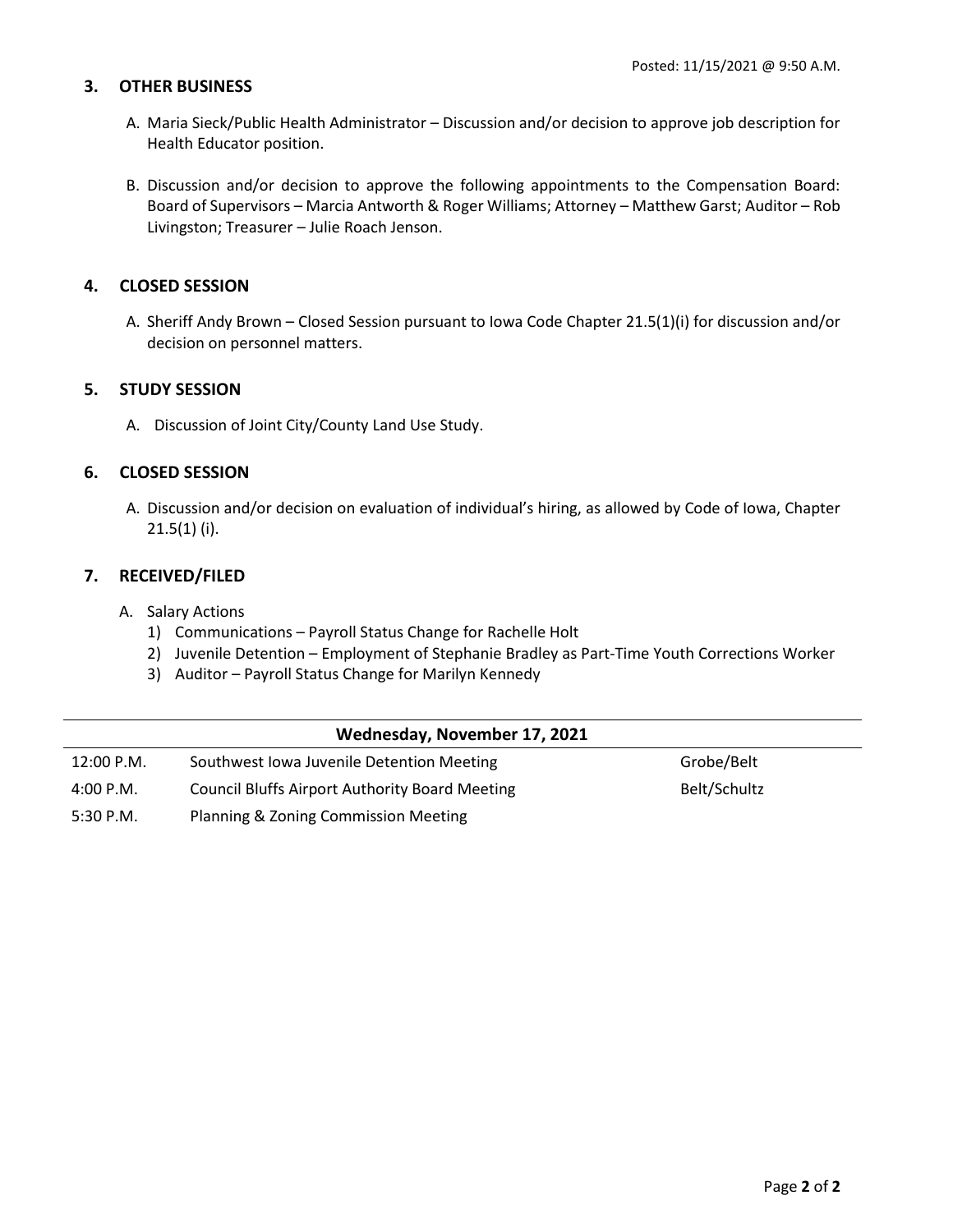Posted: 11/15/2021 @ 9:50 A.M.

## 3. OTHER BUSINESS

A. Maria Sieck/Public Health Administrator – Discussion and/or decision to approve job description for Health Educator position.

B. Discussion and/or decision to approve the following appointments to the Compensation Board: Board of Supervisors – Marcia Antworth & Roger Williams; Attorney – Matthew Garst; Auditor – Rob Livingston; Treasurer – Julie Roach Jenson.

## 4. CLOSED SESSION

A. Sheriff Andy Brown – Closed Session pursuant to Iowa Code Chapter 21.5(1)(i) for discussion and/or decision on personnel matters.

## 5. STUDY SESSION

A. Discussion of Joint City/County Land Use Study.

## 6. CLOSED SESSION

A. Discussion and/or decision on evaluation of individual's hiring, as allowed by Code of Iowa, Chapter 21.5(1) (i).

## 7. RECEIVED/FILED

A. Salary Actions
   1) Communications – Payroll Status Change for Rachelle Holt
   2) Juvenile Detention – Employment of Stephanie Bradley as Part-Time Youth Corrections Worker
   3) Auditor – Payroll Status Change for Marilyn Kennedy

| Wednesday, November 17, 2021 | | |
|---|---|---|
| 12:00 P.M. | Southwest Iowa Juvenile Detention Meeting | Grobe/Belt |
| 4:00 P.M. | Council Bluffs Airport Authority Board Meeting | Belt/Schultz |
| 5:30 P.M. | Planning & Zoning Commission Meeting | |